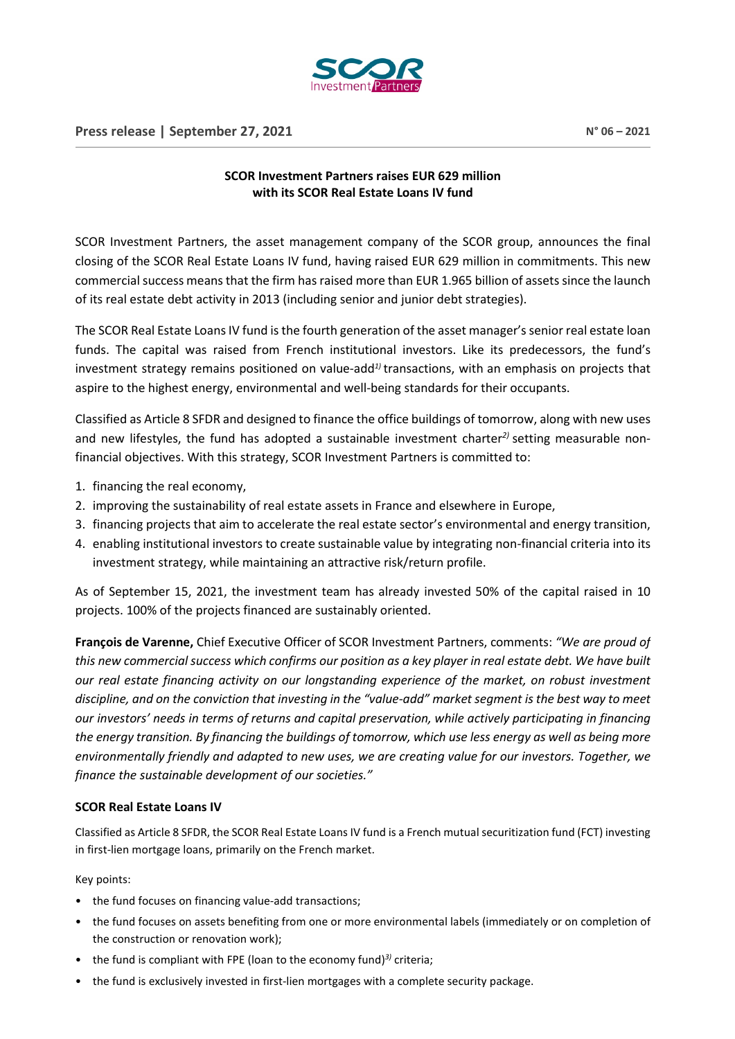**Press release | September 27, 2021**

**N° 06 – 2021**

## SCOR Investment Partners raises EUR 629 million with its SCOR Real Estate Loans IV fund

SCOR Investment Partners, the asset management company of the SCOR group, announces the final closing of the SCOR Real Estate Loans IV fund, having raised EUR 629 million in commitments. This new commercial success means that the firm has raised more than EUR 1.965 billion of assets since the launch of its real estate debt activity in 2013 (including senior and junior debt strategies).

The SCOR Real Estate Loans IV fund is the fourth generation of the asset manager's senior real estate loan funds. The capital was raised from French institutional investors. Like its predecessors, the fund's investment strategy remains positioned on value-add[1)] transactions, with an emphasis on projects that aspire to the highest energy, environmental and well-being standards for their occupants.

Classified as Article 8 SFDR and designed to finance the office buildings of tomorrow, along with new uses and new lifestyles, the fund has adopted a sustainable investment charter[2)] setting measurable non-financial objectives. With this strategy, SCOR Investment Partners is committed to:

1. financing the real economy,
2. improving the sustainability of real estate assets in France and elsewhere in Europe,
3. financing projects that aim to accelerate the real estate sector's environmental and energy transition,
4. enabling institutional investors to create sustainable value by integrating non-financial criteria into its investment strategy, while maintaining an attractive risk/return profile.

As of September 15, 2021, the investment team has already invested 50% of the capital raised in 10 projects. 100% of the projects financed are sustainably oriented.

**François de Varenne,** Chief Executive Officer of SCOR Investment Partners, comments: *"We are proud of this new commercial success which confirms our position as a key player in real estate debt. We have built our real estate financing activity on our longstanding experience of the market, on robust investment discipline, and on the conviction that investing in the "value-add" market segment is the best way to meet our investors' needs in terms of returns and capital preservation, while actively participating in financing the energy transition. By financing the buildings of tomorrow, which use less energy as well as being more environmentally friendly and adapted to new uses, we are creating value for our investors. Together, we finance the sustainable development of our societies."*

### SCOR Real Estate Loans IV

Classified as Article 8 SFDR, the SCOR Real Estate Loans IV fund is a French mutual securitization fund (FCT) investing in first-lien mortgage loans, primarily on the French market.

Key points:

- the fund focuses on financing value-add transactions;
- the fund focuses on assets benefiting from one or more environmental labels (immediately or on completion of the construction or renovation work);
- the fund is compliant with FPE (loan to the economy fund)[3)] criteria;
- the fund is exclusively invested in first-lien mortgages with a complete security package.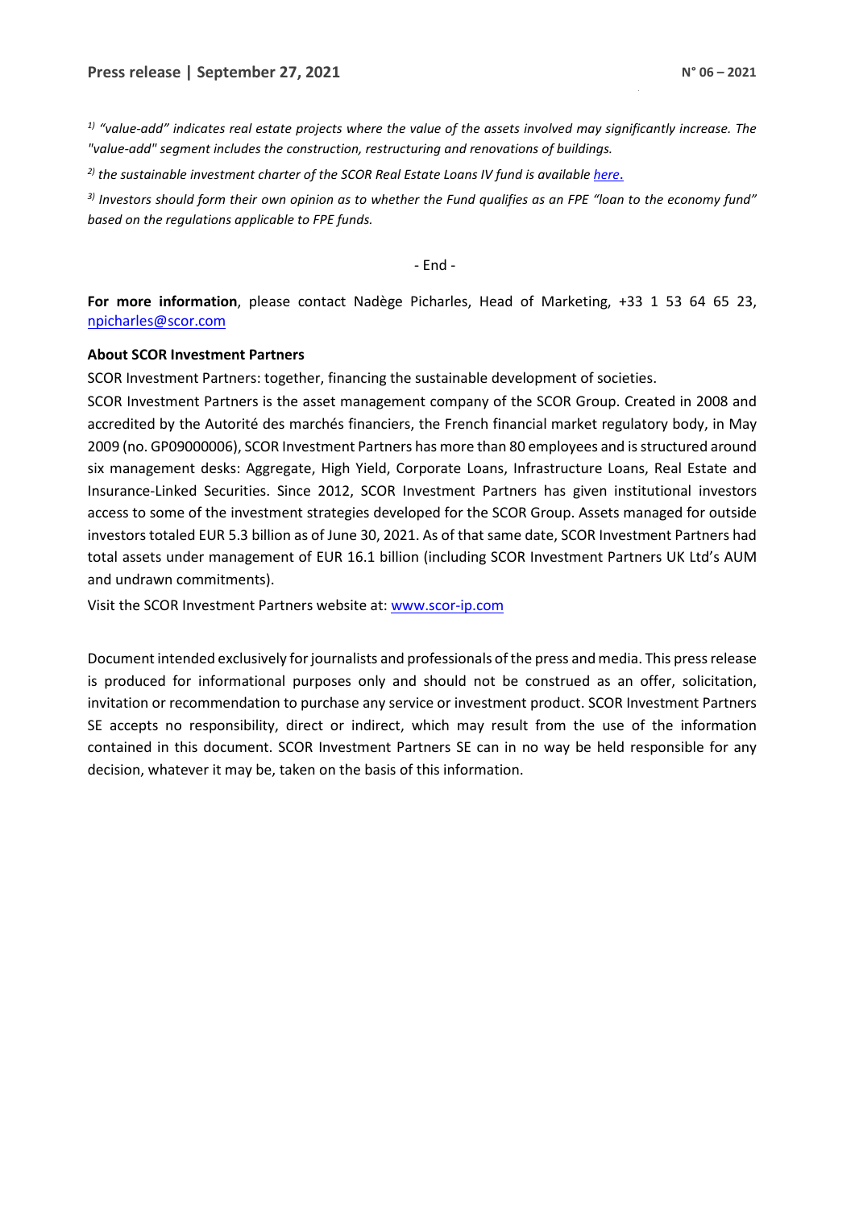*[1] "value-add" indicates real estate projects where the value of the assets involved may significantly increase. The "value-add" segment includes the construction, restructuring and renovations of buildings.*

*[2] the sustainable investment charter of the SCOR Real Estate Loans IV fund is available [here](#).*

*[3] Investors should form their own opinion as to whether the Fund qualifies as an FPE "loan to the economy fund" based on the regulations applicable to FPE funds.*

\- End -

**For more information**, please contact Nadège Picharles, Head of Marketing, +33 1 53 64 65 23, npicharles@scor.com

**About SCOR Investment Partners**

SCOR Investment Partners: together, financing the sustainable development of societies.

SCOR Investment Partners is the asset management company of the SCOR Group. Created in 2008 and accredited by the Autorité des marchés financiers, the French financial market regulatory body, in May 2009 (no. GP09000006), SCOR Investment Partners has more than 80 employees and is structured around six management desks: Aggregate, High Yield, Corporate Loans, Infrastructure Loans, Real Estate and Insurance-Linked Securities. Since 2012, SCOR Investment Partners has given institutional investors access to some of the investment strategies developed for the SCOR Group. Assets managed for outside investors totaled EUR 5.3 billion as of June 30, 2021. As of that same date, SCOR Investment Partners had total assets under management of EUR 16.1 billion (including SCOR Investment Partners UK Ltd's AUM and undrawn commitments).

Visit the SCOR Investment Partners website at: www.scor-ip.com

Document intended exclusively for journalists and professionals of the press and media. This press release is produced for informational purposes only and should not be construed as an offer, solicitation, invitation or recommendation to purchase any service or investment product. SCOR Investment Partners SE accepts no responsibility, direct or indirect, which may result from the use of the information contained in this document. SCOR Investment Partners SE can in no way be held responsible for any decision, whatever it may be, taken on the basis of this information.